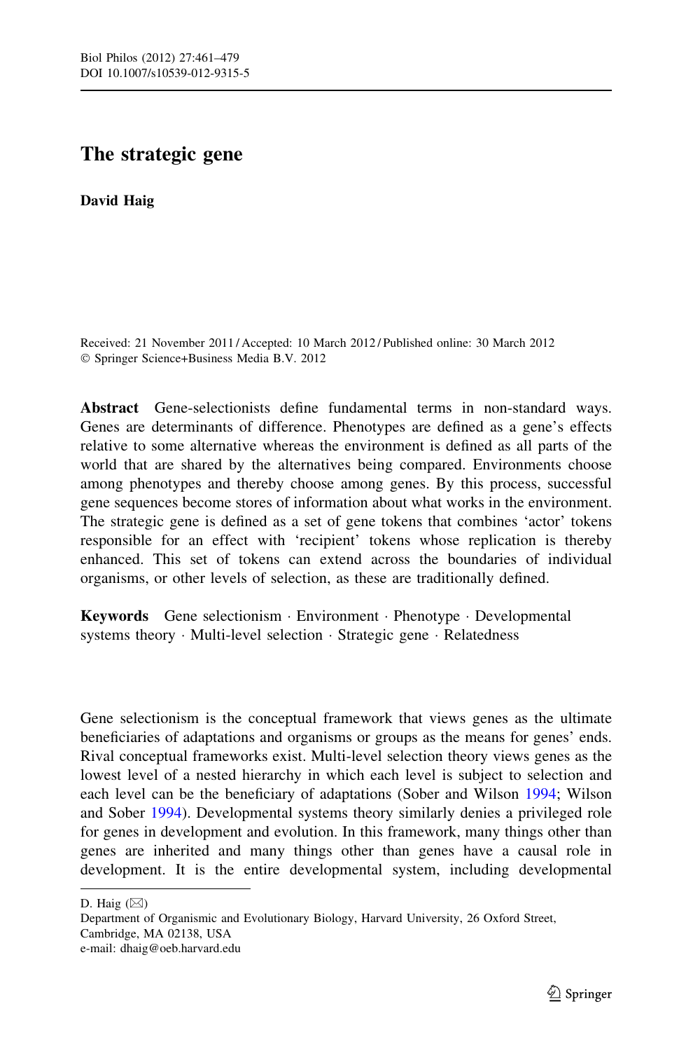# The strategic gene

**David Haig**

Received: 21 November 2011 / Accepted: 10 March 2012 / Published online: 30 March 2012
© Springer Science+Business Media B.V. 2012

**Abstract** Gene-selectionists define fundamental terms in non-standard ways. Genes are determinants of difference. Phenotypes are defined as a gene's effects relative to some alternative whereas the environment is defined as all parts of the world that are shared by the alternatives being compared. Environments choose among phenotypes and thereby choose among genes. By this process, successful gene sequences become stores of information about what works in the environment. The strategic gene is defined as a set of gene tokens that combines 'actor' tokens responsible for an effect with 'recipient' tokens whose replication is thereby enhanced. This set of tokens can extend across the boundaries of individual organisms, or other levels of selection, as these are traditionally defined.

**Keywords** Gene selectionism · Environment · Phenotype · Developmental systems theory · Multi-level selection · Strategic gene · Relatedness

Gene selectionism is the conceptual framework that views genes as the ultimate beneficiaries of adaptations and organisms or groups as the means for genes' ends. Rival conceptual frameworks exist. Multi-level selection theory views genes as the lowest level of a nested hierarchy in which each level is subject to selection and each level can be the beneficiary of adaptations (Sober and Wilson 1994; Wilson and Sober 1994). Developmental systems theory similarly denies a privileged role for genes in development and evolution. In this framework, many things other than genes are inherited and many things other than genes have a causal role in development. It is the entire developmental system, including developmental

---

D. Haig (✉)
Department of Organismic and Evolutionary Biology, Harvard University, 26 Oxford Street, Cambridge, MA 02138, USA
e-mail: dhaig@oeb.harvard.edu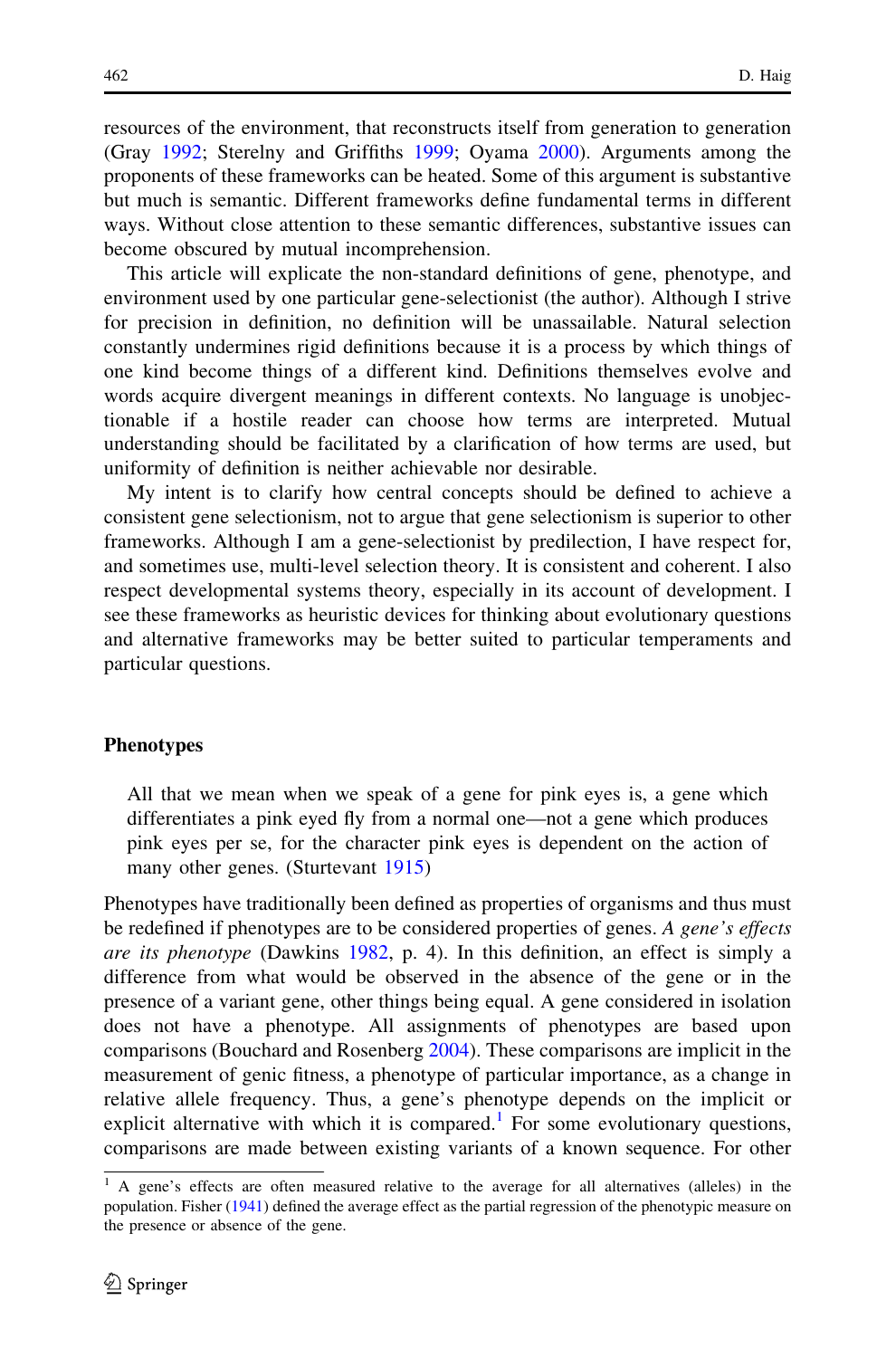resources of the environment, that reconstructs itself from generation to generation (Gray 1992; Sterelny and Griffiths 1999; Oyama 2000). Arguments among the proponents of these frameworks can be heated. Some of this argument is substantive but much is semantic. Different frameworks define fundamental terms in different ways. Without close attention to these semantic differences, substantive issues can become obscured by mutual incomprehension.

This article will explicate the non-standard definitions of gene, phenotype, and environment used by one particular gene-selectionist (the author). Although I strive for precision in definition, no definition will be unassailable. Natural selection constantly undermines rigid definitions because it is a process by which things of one kind become things of a different kind. Definitions themselves evolve and words acquire divergent meanings in different contexts. No language is unobjectionable if a hostile reader can choose how terms are interpreted. Mutual understanding should be facilitated by a clarification of how terms are used, but uniformity of definition is neither achievable nor desirable.

My intent is to clarify how central concepts should be defined to achieve a consistent gene selectionism, not to argue that gene selectionism is superior to other frameworks. Although I am a gene-selectionist by predilection, I have respect for, and sometimes use, multi-level selection theory. It is consistent and coherent. I also respect developmental systems theory, especially in its account of development. I see these frameworks as heuristic devices for thinking about evolutionary questions and alternative frameworks may be better suited to particular temperaments and particular questions.

## Phenotypes

> All that we mean when we speak of a gene for pink eyes is, a gene which differentiates a pink eyed fly from a normal one—not a gene which produces pink eyes per se, for the character pink eyes is dependent on the action of many other genes. (Sturtevant 1915)

Phenotypes have traditionally been defined as properties of organisms and thus must be redefined if phenotypes are to be considered properties of genes. *A gene's effects are its phenotype* (Dawkins 1982, p. 4). In this definition, an effect is simply a difference from what would be observed in the absence of the gene or in the presence of a variant gene, other things being equal. A gene considered in isolation does not have a phenotype. All assignments of phenotypes are based upon comparisons (Bouchard and Rosenberg 2004). These comparisons are implicit in the measurement of genic fitness, a phenotype of particular importance, as a change in relative allele frequency. Thus, a gene's phenotype depends on the implicit or explicit alternative with which it is compared.[1] For some evolutionary questions, comparisons are made between existing variants of a known sequence. For other

[1] A gene's effects are often measured relative to the average for all alternatives (alleles) in the population. Fisher (1941) defined the average effect as the partial regression of the phenotypic measure on the presence or absence of the gene.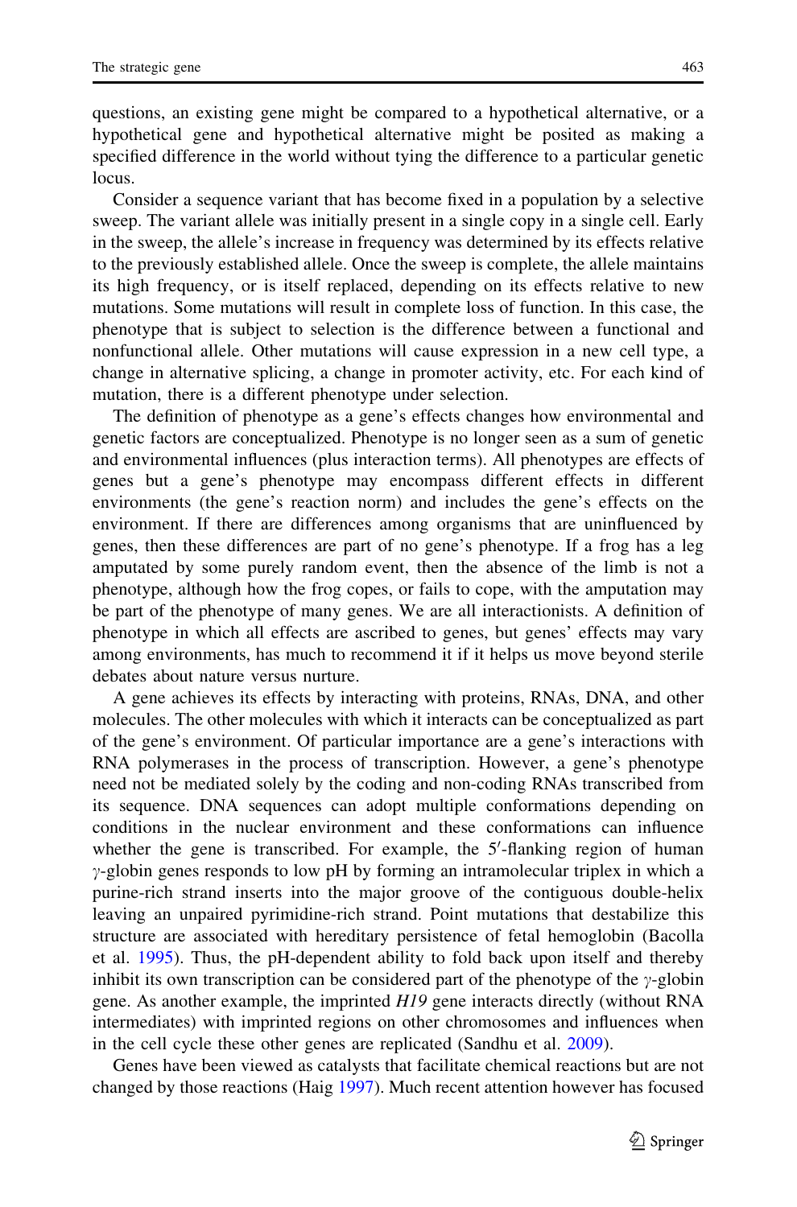questions, an existing gene might be compared to a hypothetical alternative, or a hypothetical gene and hypothetical alternative might be posited as making a specified difference in the world without tying the difference to a particular genetic locus.

Consider a sequence variant that has become fixed in a population by a selective sweep. The variant allele was initially present in a single copy in a single cell. Early in the sweep, the allele's increase in frequency was determined by its effects relative to the previously established allele. Once the sweep is complete, the allele maintains its high frequency, or is itself replaced, depending on its effects relative to new mutations. Some mutations will result in complete loss of function. In this case, the phenotype that is subject to selection is the difference between a functional and nonfunctional allele. Other mutations will cause expression in a new cell type, a change in alternative splicing, a change in promoter activity, etc. For each kind of mutation, there is a different phenotype under selection.

The definition of phenotype as a gene's effects changes how environmental and genetic factors are conceptualized. Phenotype is no longer seen as a sum of genetic and environmental influences (plus interaction terms). All phenotypes are effects of genes but a gene's phenotype may encompass different effects in different environments (the gene's reaction norm) and includes the gene's effects on the environment. If there are differences among organisms that are uninfluenced by genes, then these differences are part of no gene's phenotype. If a frog has a leg amputated by some purely random event, then the absence of the limb is not a phenotype, although how the frog copes, or fails to cope, with the amputation may be part of the phenotype of many genes. We are all interactionists. A definition of phenotype in which all effects are ascribed to genes, but genes' effects may vary among environments, has much to recommend it if it helps us move beyond sterile debates about nature versus nurture.

A gene achieves its effects by interacting with proteins, RNAs, DNA, and other molecules. The other molecules with which it interacts can be conceptualized as part of the gene's environment. Of particular importance are a gene's interactions with RNA polymerases in the process of transcription. However, a gene's phenotype need not be mediated solely by the coding and non-coding RNAs transcribed from its sequence. DNA sequences can adopt multiple conformations depending on conditions in the nuclear environment and these conformations can influence whether the gene is transcribed. For example, the 5′-flanking region of human $\gamma$-globin genes responds to low pH by forming an intramolecular triplex in which a purine-rich strand inserts into the major groove of the contiguous double-helix leaving an unpaired pyrimidine-rich strand. Point mutations that destabilize this structure are associated with hereditary persistence of fetal hemoglobin (Bacolla et al. 1995). Thus, the pH-dependent ability to fold back upon itself and thereby inhibit its own transcription can be considered part of the phenotype of the $\gamma$-globin gene. As another example, the imprinted *H19* gene interacts directly (without RNA intermediates) with imprinted regions on other chromosomes and influences when in the cell cycle these other genes are replicated (Sandhu et al. 2009).

Genes have been viewed as catalysts that facilitate chemical reactions but are not changed by those reactions (Haig 1997). Much recent attention however has focused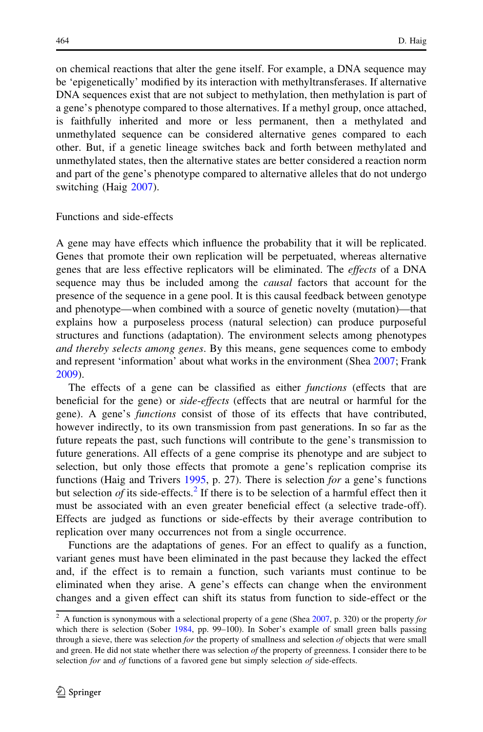on chemical reactions that alter the gene itself. For example, a DNA sequence may be 'epigenetically' modified by its interaction with methyltransferases. If alternative DNA sequences exist that are not subject to methylation, then methylation is part of a gene's phenotype compared to those alternatives. If a methyl group, once attached, is faithfully inherited and more or less permanent, then a methylated and unmethylated sequence can be considered alternative genes compared to each other. But, if a genetic lineage switches back and forth between methylated and unmethylated states, then the alternative states are better considered a reaction norm and part of the gene's phenotype compared to alternative alleles that do not undergo switching (Haig 2007).

## Functions and side-effects

A gene may have effects which influence the probability that it will be replicated. Genes that promote their own replication will be perpetuated, whereas alternative genes that are less effective replicators will be eliminated. The *effects* of a DNA sequence may thus be included among the *causal* factors that account for the presence of the sequence in a gene pool. It is this causal feedback between genotype and phenotype—when combined with a source of genetic novelty (mutation)—that explains how a purposeless process (natural selection) can produce purposeful structures and functions (adaptation). The environment selects among phenotypes *and thereby selects among genes*. By this means, gene sequences come to embody and represent 'information' about what works in the environment (Shea 2007; Frank 2009).

The effects of a gene can be classified as either *functions* (effects that are beneficial for the gene) or *side-effects* (effects that are neutral or harmful for the gene). A gene's *functions* consist of those of its effects that have contributed, however indirectly, to its own transmission from past generations. In so far as the future repeats the past, such functions will contribute to the gene's transmission to future generations. All effects of a gene comprise its phenotype and are subject to selection, but only those effects that promote a gene's replication comprise its functions (Haig and Trivers 1995, p. 27). There is selection *for* a gene's functions but selection *of* its side-effects.[2] If there is to be selection of a harmful effect then it must be associated with an even greater beneficial effect (a selective trade-off). Effects are judged as functions or side-effects by their average contribution to replication over many occurrences not from a single occurrence.

Functions are the adaptations of genes. For an effect to qualify as a function, variant genes must have been eliminated in the past because they lacked the effect and, if the effect is to remain a function, such variants must continue to be eliminated when they arise. A gene's effects can change when the environment changes and a given effect can shift its status from function to side-effect or the

[2] A function is synonymous with a selectional property of a gene (Shea 2007, p. 320) or the property *for* which there is selection (Sober 1984, pp. 99–100). In Sober's example of small green balls passing through a sieve, there was selection *for* the property of smallness and selection *of* objects that were small and green. He did not state whether there was selection *of* the property of greenness. I consider there to be selection *for* and *of* functions of a favored gene but simply selection *of* side-effects.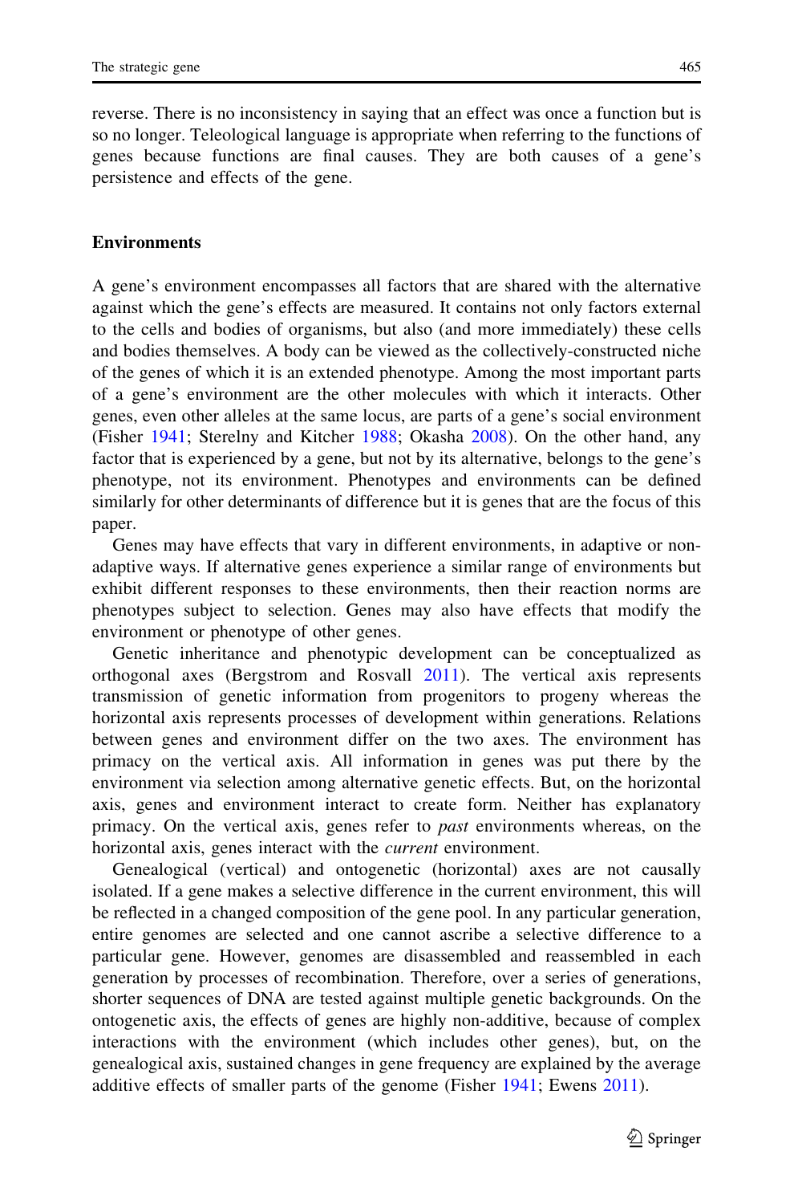reverse. There is no inconsistency in saying that an effect was once a function but is so no longer. Teleological language is appropriate when referring to the functions of genes because functions are final causes. They are both causes of a gene's persistence and effects of the gene.

## Environments

A gene's environment encompasses all factors that are shared with the alternative against which the gene's effects are measured. It contains not only factors external to the cells and bodies of organisms, but also (and more immediately) these cells and bodies themselves. A body can be viewed as the collectively-constructed niche of the genes of which it is an extended phenotype. Among the most important parts of a gene's environment are the other molecules with which it interacts. Other genes, even other alleles at the same locus, are parts of a gene's social environment (Fisher 1941; Sterelny and Kitcher 1988; Okasha 2008). On the other hand, any factor that is experienced by a gene, but not by its alternative, belongs to the gene's phenotype, not its environment. Phenotypes and environments can be defined similarly for other determinants of difference but it is genes that are the focus of this paper.

Genes may have effects that vary in different environments, in adaptive or non-adaptive ways. If alternative genes experience a similar range of environments but exhibit different responses to these environments, then their reaction norms are phenotypes subject to selection. Genes may also have effects that modify the environment or phenotype of other genes.

Genetic inheritance and phenotypic development can be conceptualized as orthogonal axes (Bergstrom and Rosvall 2011). The vertical axis represents transmission of genetic information from progenitors to progeny whereas the horizontal axis represents processes of development within generations. Relations between genes and environment differ on the two axes. The environment has primacy on the vertical axis. All information in genes was put there by the environment via selection among alternative genetic effects. But, on the horizontal axis, genes and environment interact to create form. Neither has explanatory primacy. On the vertical axis, genes refer to *past* environments whereas, on the horizontal axis, genes interact with the *current* environment.

Genealogical (vertical) and ontogenetic (horizontal) axes are not causally isolated. If a gene makes a selective difference in the current environment, this will be reflected in a changed composition of the gene pool. In any particular generation, entire genomes are selected and one cannot ascribe a selective difference to a particular gene. However, genomes are disassembled and reassembled in each generation by processes of recombination. Therefore, over a series of generations, shorter sequences of DNA are tested against multiple genetic backgrounds. On the ontogenetic axis, the effects of genes are highly non-additive, because of complex interactions with the environment (which includes other genes), but, on the genealogical axis, sustained changes in gene frequency are explained by the average additive effects of smaller parts of the genome (Fisher 1941; Ewens 2011).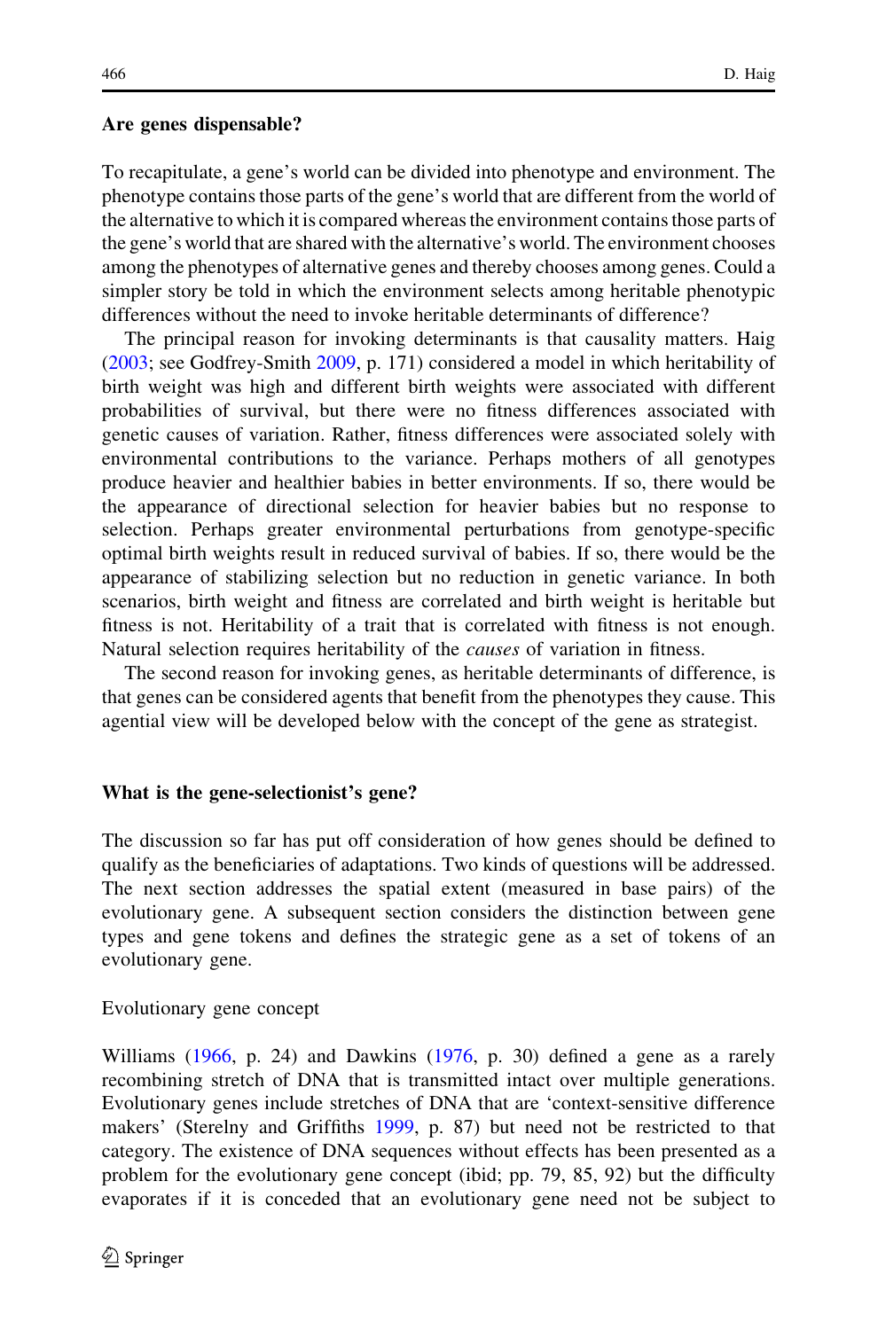## Are genes dispensable?

To recapitulate, a gene's world can be divided into phenotype and environment. The phenotype contains those parts of the gene's world that are different from the world of the alternative to which it is compared whereas the environment contains those parts of the gene's world that are shared with the alternative's world. The environment chooses among the phenotypes of alternative genes and thereby chooses among genes. Could a simpler story be told in which the environment selects among heritable phenotypic differences without the need to invoke heritable determinants of difference?

The principal reason for invoking determinants is that causality matters. Haig (2003; see Godfrey-Smith 2009, p. 171) considered a model in which heritability of birth weight was high and different birth weights were associated with different probabilities of survival, but there were no fitness differences associated with genetic causes of variation. Rather, fitness differences were associated solely with environmental contributions to the variance. Perhaps mothers of all genotypes produce heavier and healthier babies in better environments. If so, there would be the appearance of directional selection for heavier babies but no response to selection. Perhaps greater environmental perturbations from genotype-specific optimal birth weights result in reduced survival of babies. If so, there would be the appearance of stabilizing selection but no reduction in genetic variance. In both scenarios, birth weight and fitness are correlated and birth weight is heritable but fitness is not. Heritability of a trait that is correlated with fitness is not enough. Natural selection requires heritability of the *causes* of variation in fitness.

The second reason for invoking genes, as heritable determinants of difference, is that genes can be considered agents that benefit from the phenotypes they cause. This agential view will be developed below with the concept of the gene as strategist.

## What is the gene-selectionist's gene?

The discussion so far has put off consideration of how genes should be defined to qualify as the beneficiaries of adaptations. Two kinds of questions will be addressed. The next section addresses the spatial extent (measured in base pairs) of the evolutionary gene. A subsequent section considers the distinction between gene types and gene tokens and defines the strategic gene as a set of tokens of an evolutionary gene.

### Evolutionary gene concept

Williams (1966, p. 24) and Dawkins (1976, p. 30) defined a gene as a rarely recombining stretch of DNA that is transmitted intact over multiple generations. Evolutionary genes include stretches of DNA that are 'context-sensitive difference makers' (Sterelny and Griffiths 1999, p. 87) but need not be restricted to that category. The existence of DNA sequences without effects has been presented as a problem for the evolutionary gene concept (ibid; pp. 79, 85, 92) but the difficulty evaporates if it is conceded that an evolutionary gene need not be subject to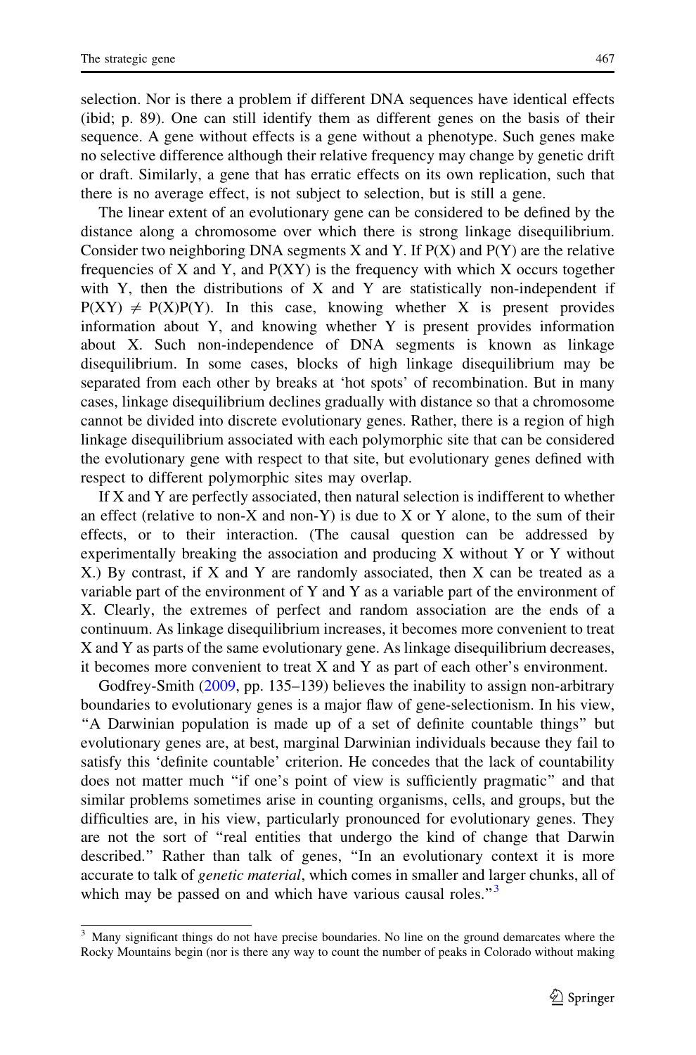selection. Nor is there a problem if different DNA sequences have identical effects (ibid; p. 89). One can still identify them as different genes on the basis of their sequence. A gene without effects is a gene without a phenotype. Such genes make no selective difference although their relative frequency may change by genetic drift or draft. Similarly, a gene that has erratic effects on its own replication, such that there is no average effect, is not subject to selection, but is still a gene.

The linear extent of an evolutionary gene can be considered to be defined by the distance along a chromosome over which there is strong linkage disequilibrium. Consider two neighboring DNA segments X and Y. If P(X) and P(Y) are the relative frequencies of X and Y, and P(XY) is the frequency with which X occurs together with Y, then the distributions of X and Y are statistically non-independent if $P(XY) \neq P(X)P(Y)$. In this case, knowing whether X is present provides information about Y, and knowing whether Y is present provides information about X. Such non-independence of DNA segments is known as linkage disequilibrium. In some cases, blocks of high linkage disequilibrium may be separated from each other by breaks at 'hot spots' of recombination. But in many cases, linkage disequilibrium declines gradually with distance so that a chromosome cannot be divided into discrete evolutionary genes. Rather, there is a region of high linkage disequilibrium associated with each polymorphic site that can be considered the evolutionary gene with respect to that site, but evolutionary genes defined with respect to different polymorphic sites may overlap.

If X and Y are perfectly associated, then natural selection is indifferent to whether an effect (relative to non-X and non-Y) is due to X or Y alone, to the sum of their effects, or to their interaction. (The causal question can be addressed by experimentally breaking the association and producing X without Y or Y without X.) By contrast, if X and Y are randomly associated, then X can be treated as a variable part of the environment of Y and Y as a variable part of the environment of X. Clearly, the extremes of perfect and random association are the ends of a continuum. As linkage disequilibrium increases, it becomes more convenient to treat X and Y as parts of the same evolutionary gene. As linkage disequilibrium decreases, it becomes more convenient to treat X and Y as part of each other's environment.

Godfrey-Smith (2009, pp. 135–139) believes the inability to assign non-arbitrary boundaries to evolutionary genes is a major flaw of gene-selectionism. In his view, "A Darwinian population is made up of a set of definite countable things" but evolutionary genes are, at best, marginal Darwinian individuals because they fail to satisfy this 'definite countable' criterion. He concedes that the lack of countability does not matter much "if one's point of view is sufficiently pragmatic" and that similar problems sometimes arise in counting organisms, cells, and groups, but the difficulties are, in his view, particularly pronounced for evolutionary genes. They are not the sort of "real entities that undergo the kind of change that Darwin described." Rather than talk of genes, "In an evolutionary context it is more accurate to talk of *genetic material*, which comes in smaller and larger chunks, all of which may be passed on and which have various causal roles."[3]

[3] Many significant things do not have precise boundaries. No line on the ground demarcates where the Rocky Mountains begin (nor is there any way to count the number of peaks in Colorado without making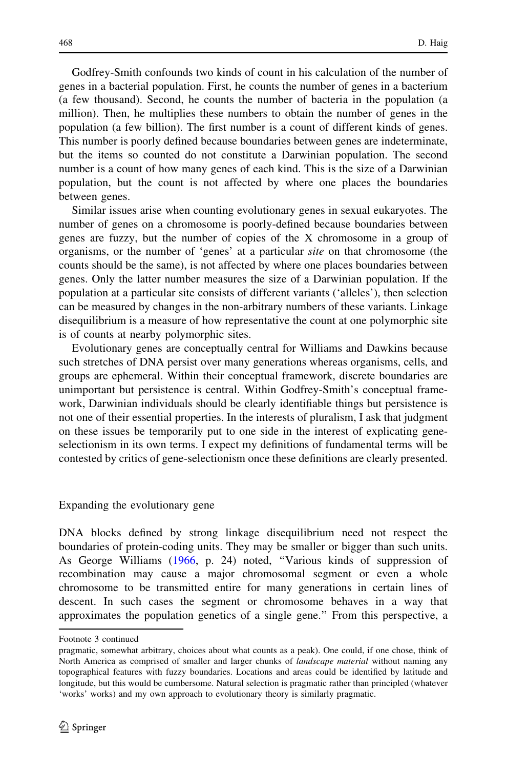Godfrey-Smith confounds two kinds of count in his calculation of the number of genes in a bacterial population. First, he counts the number of genes in a bacterium (a few thousand). Second, he counts the number of bacteria in the population (a million). Then, he multiplies these numbers to obtain the number of genes in the population (a few billion). The first number is a count of different kinds of genes. This number is poorly defined because boundaries between genes are indeterminate, but the items so counted do not constitute a Darwinian population. The second number is a count of how many genes of each kind. This is the size of a Darwinian population, but the count is not affected by where one places the boundaries between genes.

Similar issues arise when counting evolutionary genes in sexual eukaryotes. The number of genes on a chromosome is poorly-defined because boundaries between genes are fuzzy, but the number of copies of the X chromosome in a group of organisms, or the number of 'genes' at a particular *site* on that chromosome (the counts should be the same), is not affected by where one places boundaries between genes. Only the latter number measures the size of a Darwinian population. If the population at a particular site consists of different variants ('alleles'), then selection can be measured by changes in the non-arbitrary numbers of these variants. Linkage disequilibrium is a measure of how representative the count at one polymorphic site is of counts at nearby polymorphic sites.

Evolutionary genes are conceptually central for Williams and Dawkins because such stretches of DNA persist over many generations whereas organisms, cells, and groups are ephemeral. Within their conceptual framework, discrete boundaries are unimportant but persistence is central. Within Godfrey-Smith's conceptual framework, Darwinian individuals should be clearly identifiable things but persistence is not one of their essential properties. In the interests of pluralism, I ask that judgment on these issues be temporarily put to one side in the interest of explicating gene-selectionism in its own terms. I expect my definitions of fundamental terms will be contested by critics of gene-selectionism once these definitions are clearly presented.

## Expanding the evolutionary gene

DNA blocks defined by strong linkage disequilibrium need not respect the boundaries of protein-coding units. They may be smaller or bigger than such units. As George Williams (1966, p. 24) noted, "Various kinds of suppression of recombination may cause a major chromosomal segment or even a whole chromosome to be transmitted entire for many generations in certain lines of descent. In such cases the segment or chromosome behaves in a way that approximates the population genetics of a single gene." From this perspective, a

Footnote 3 continued

pragmatic, somewhat arbitrary, choices about what counts as a peak). One could, if one chose, think of North America as comprised of smaller and larger chunks of *landscape material* without naming any topographical features with fuzzy boundaries. Locations and areas could be identified by latitude and longitude, but this would be cumbersome. Natural selection is pragmatic rather than principled (whatever 'works' works) and my own approach to evolutionary theory is similarly pragmatic.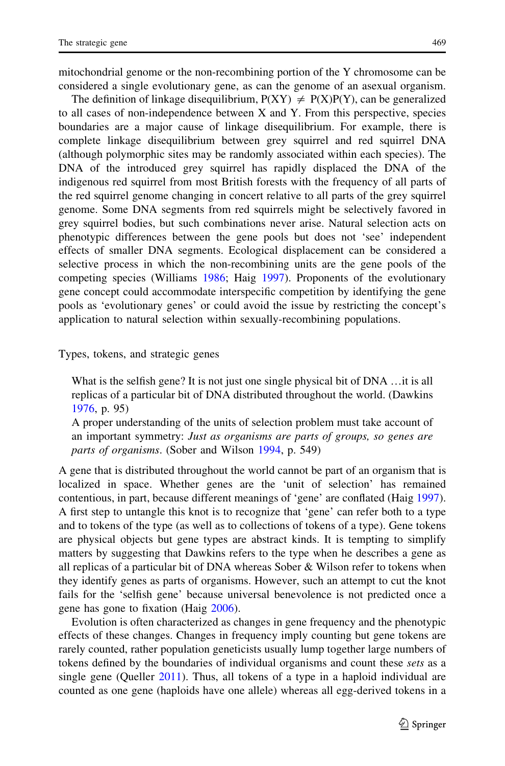mitochondrial genome or the non-recombining portion of the Y chromosome can be considered a single evolutionary gene, as can the genome of an asexual organism.

The definition of linkage disequilibrium, $P(XY) \neq P(X)P(Y)$, can be generalized to all cases of non-independence between X and Y. From this perspective, species boundaries are a major cause of linkage disequilibrium. For example, there is complete linkage disequilibrium between grey squirrel and red squirrel DNA (although polymorphic sites may be randomly associated within each species). The DNA of the introduced grey squirrel has rapidly displaced the DNA of the indigenous red squirrel from most British forests with the frequency of all parts of the red squirrel genome changing in concert relative to all parts of the grey squirrel genome. Some DNA segments from red squirrels might be selectively favored in grey squirrel bodies, but such combinations never arise. Natural selection acts on phenotypic differences between the gene pools but does not 'see' independent effects of smaller DNA segments. Ecological displacement can be considered a selective process in which the non-recombining units are the gene pools of the competing species (Williams 1986; Haig 1997). Proponents of the evolutionary gene concept could accommodate interspecific competition by identifying the gene pools as 'evolutionary genes' or could avoid the issue by restricting the concept's application to natural selection within sexually-recombining populations.

## Types, tokens, and strategic genes

> What is the selfish gene? It is not just one single physical bit of DNA …it is all replicas of a particular bit of DNA distributed throughout the world. (Dawkins 1976, p. 95)
>
> A proper understanding of the units of selection problem must take account of an important symmetry: *Just as organisms are parts of groups, so genes are parts of organisms*. (Sober and Wilson 1994, p. 549)

A gene that is distributed throughout the world cannot be part of an organism that is localized in space. Whether genes are the 'unit of selection' has remained contentious, in part, because different meanings of 'gene' are conflated (Haig 1997). A first step to untangle this knot is to recognize that 'gene' can refer both to a type and to tokens of the type (as well as to collections of tokens of a type). Gene tokens are physical objects but gene types are abstract kinds. It is tempting to simplify matters by suggesting that Dawkins refers to the type when he describes a gene as all replicas of a particular bit of DNA whereas Sober & Wilson refer to tokens when they identify genes as parts of organisms. However, such an attempt to cut the knot fails for the 'selfish gene' because universal benevolence is not predicted once a gene has gone to fixation (Haig 2006).

Evolution is often characterized as changes in gene frequency and the phenotypic effects of these changes. Changes in frequency imply counting but gene tokens are rarely counted, rather population geneticists usually lump together large numbers of tokens defined by the boundaries of individual organisms and count these *sets* as a single gene (Queller 2011). Thus, all tokens of a type in a haploid individual are counted as one gene (haploids have one allele) whereas all egg-derived tokens in a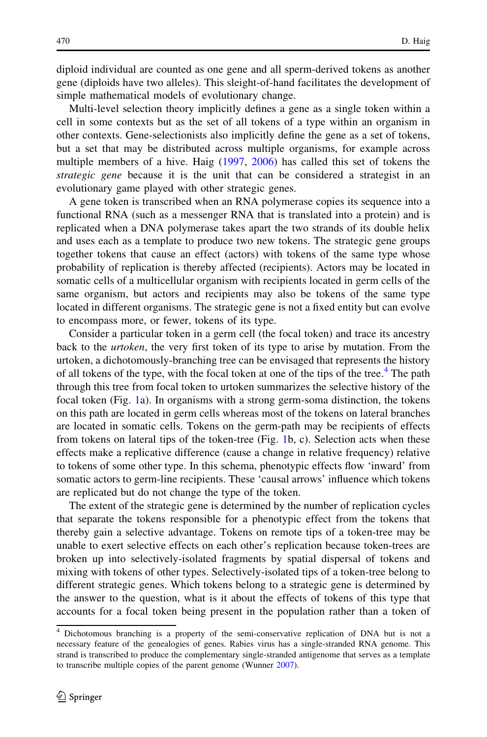diploid individual are counted as one gene and all sperm-derived tokens as another gene (diploids have two alleles). This sleight-of-hand facilitates the development of simple mathematical models of evolutionary change.

Multi-level selection theory implicitly defines a gene as a single token within a cell in some contexts but as the set of all tokens of a type within an organism in other contexts. Gene-selectionists also implicitly define the gene as a set of tokens, but a set that may be distributed across multiple organisms, for example across multiple members of a hive. Haig (1997, 2006) has called this set of tokens the *strategic gene* because it is the unit that can be considered a strategist in an evolutionary game played with other strategic genes.

A gene token is transcribed when an RNA polymerase copies its sequence into a functional RNA (such as a messenger RNA that is translated into a protein) and is replicated when a DNA polymerase takes apart the two strands of its double helix and uses each as a template to produce two new tokens. The strategic gene groups together tokens that cause an effect (actors) with tokens of the same type whose probability of replication is thereby affected (recipients). Actors may be located in somatic cells of a multicellular organism with recipients located in germ cells of the same organism, but actors and recipients may also be tokens of the same type located in different organisms. The strategic gene is not a fixed entity but can evolve to encompass more, or fewer, tokens of its type.

Consider a particular token in a germ cell (the focal token) and trace its ancestry back to the *urtoken*, the very first token of its type to arise by mutation. From the urtoken, a dichotomously-branching tree can be envisaged that represents the history of all tokens of the type, with the focal token at one of the tips of the tree.[4] The path through this tree from focal token to urtoken summarizes the selective history of the focal token (Fig. 1a). In organisms with a strong germ-soma distinction, the tokens on this path are located in germ cells whereas most of the tokens on lateral branches are located in somatic cells. Tokens on the germ-path may be recipients of effects from tokens on lateral tips of the token-tree (Fig. 1b, c). Selection acts when these effects make a replicative difference (cause a change in relative frequency) relative to tokens of some other type. In this schema, phenotypic effects flow 'inward' from somatic actors to germ-line recipients. These 'causal arrows' influence which tokens are replicated but do not change the type of the token.

The extent of the strategic gene is determined by the number of replication cycles that separate the tokens responsible for a phenotypic effect from the tokens that thereby gain a selective advantage. Tokens on remote tips of a token-tree may be unable to exert selective effects on each other's replication because token-trees are broken up into selectively-isolated fragments by spatial dispersal of tokens and mixing with tokens of other types. Selectively-isolated tips of a token-tree belong to different strategic genes. Which tokens belong to a strategic gene is determined by the answer to the question, what is it about the effects of tokens of this type that accounts for a focal token being present in the population rather than a token of

[4] Dichotomous branching is a property of the semi-conservative replication of DNA but is not a necessary feature of the genealogies of genes. Rabies virus has a single-stranded RNA genome. This strand is transcribed to produce the complementary single-stranded antigenome that serves as a template to transcribe multiple copies of the parent genome (Wunner 2007).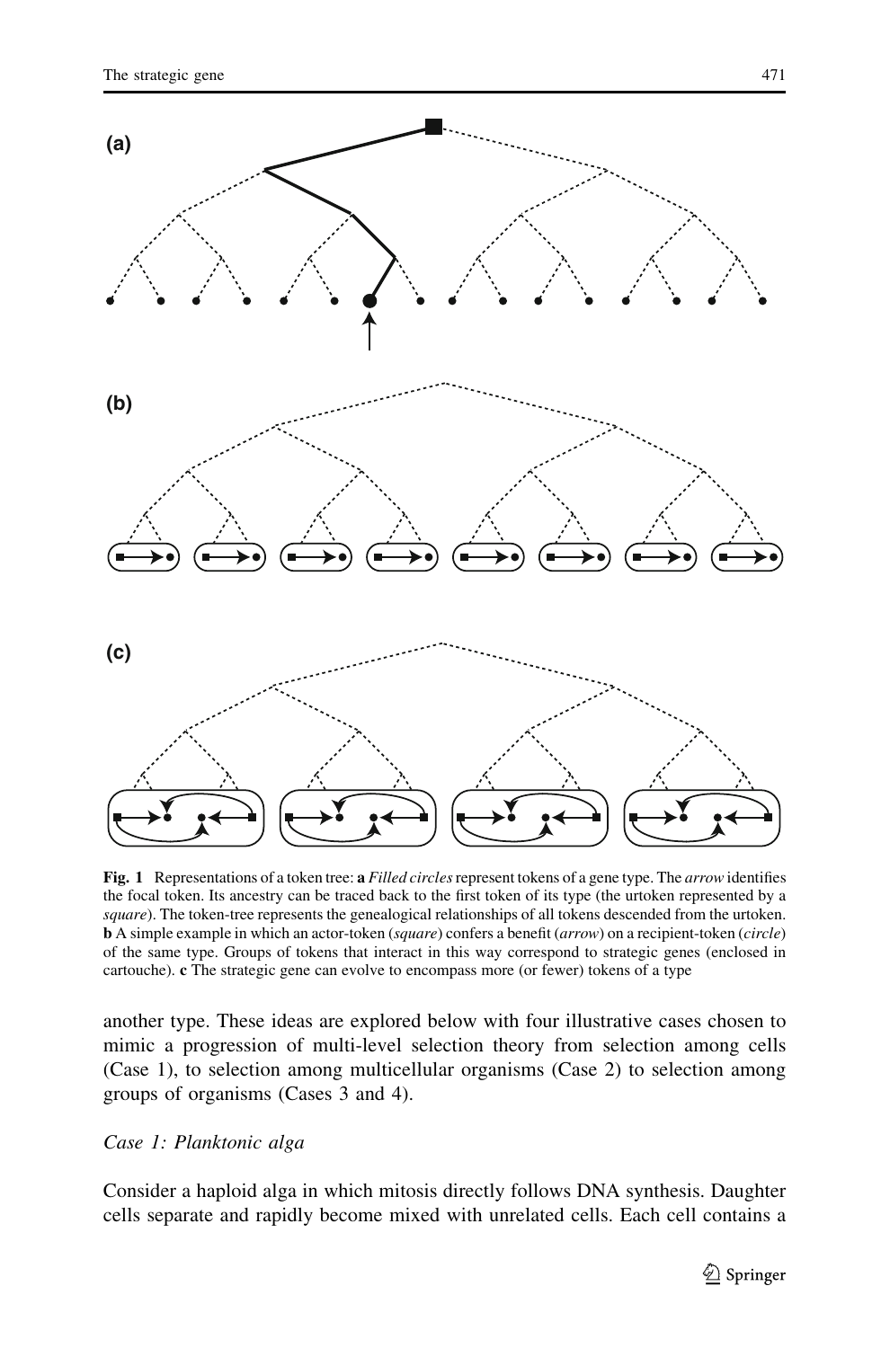**Fig. 1** Representations of a token tree: **a** *Filled circles* represent tokens of a gene type. The *arrow* identifies the focal token. Its ancestry can be traced back to the first token of its type (the urtoken represented by a *square*). The token-tree represents the genealogical relationships of all tokens descended from the urtoken. **b** A simple example in which an actor-token (*square*) confers a benefit (*arrow*) on a recipient-token (*circle*) of the same type. Groups of tokens that interact in this way correspond to strategic genes (enclosed in cartouche). **c** The strategic gene can evolve to encompass more (or fewer) tokens of a type

another type. These ideas are explored below with four illustrative cases chosen to mimic a progression of multi-level selection theory from selection among cells (Case 1), to selection among multicellular organisms (Case 2) to selection among groups of organisms (Cases 3 and 4).

*Case 1: Planktonic alga*

Consider a haploid alga in which mitosis directly follows DNA synthesis. Daughter cells separate and rapidly become mixed with unrelated cells. Each cell contains a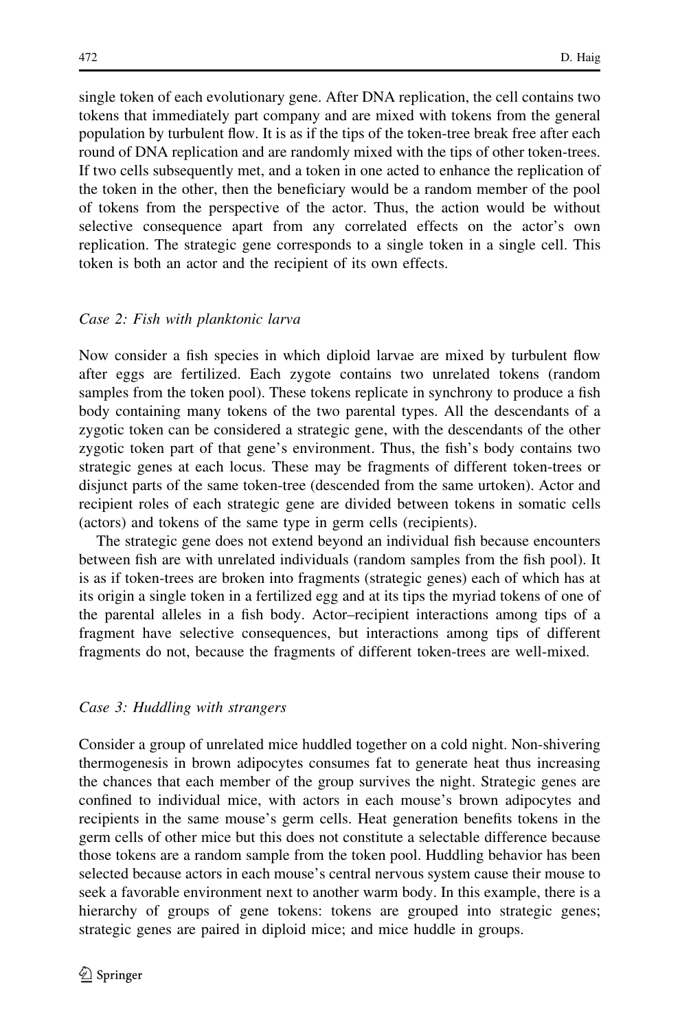single token of each evolutionary gene. After DNA replication, the cell contains two tokens that immediately part company and are mixed with tokens from the general population by turbulent flow. It is as if the tips of the token-tree break free after each round of DNA replication and are randomly mixed with the tips of other token-trees. If two cells subsequently met, and a token in one acted to enhance the replication of the token in the other, then the beneficiary would be a random member of the pool of tokens from the perspective of the actor. Thus, the action would be without selective consequence apart from any correlated effects on the actor's own replication. The strategic gene corresponds to a single token in a single cell. This token is both an actor and the recipient of its own effects.

*Case 2: Fish with planktonic larva*

Now consider a fish species in which diploid larvae are mixed by turbulent flow after eggs are fertilized. Each zygote contains two unrelated tokens (random samples from the token pool). These tokens replicate in synchrony to produce a fish body containing many tokens of the two parental types. All the descendants of a zygotic token can be considered a strategic gene, with the descendants of the other zygotic token part of that gene's environment. Thus, the fish's body contains two strategic genes at each locus. These may be fragments of different token-trees or disjunct parts of the same token-tree (descended from the same urtoken). Actor and recipient roles of each strategic gene are divided between tokens in somatic cells (actors) and tokens of the same type in germ cells (recipients).

The strategic gene does not extend beyond an individual fish because encounters between fish are with unrelated individuals (random samples from the fish pool). It is as if token-trees are broken into fragments (strategic genes) each of which has at its origin a single token in a fertilized egg and at its tips the myriad tokens of one of the parental alleles in a fish body. Actor–recipient interactions among tips of a fragment have selective consequences, but interactions among tips of different fragments do not, because the fragments of different token-trees are well-mixed.

*Case 3: Huddling with strangers*

Consider a group of unrelated mice huddled together on a cold night. Non-shivering thermogenesis in brown adipocytes consumes fat to generate heat thus increasing the chances that each member of the group survives the night. Strategic genes are confined to individual mice, with actors in each mouse's brown adipocytes and recipients in the same mouse's germ cells. Heat generation benefits tokens in the germ cells of other mice but this does not constitute a selectable difference because those tokens are a random sample from the token pool. Huddling behavior has been selected because actors in each mouse's central nervous system cause their mouse to seek a favorable environment next to another warm body. In this example, there is a hierarchy of groups of gene tokens: tokens are grouped into strategic genes; strategic genes are paired in diploid mice; and mice huddle in groups.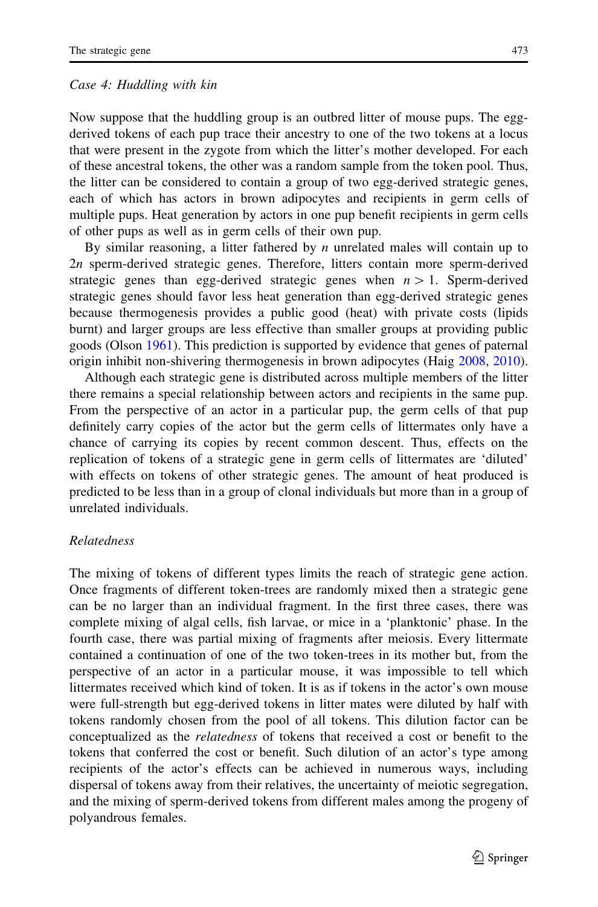*Case 4: Huddling with kin*

Now suppose that the huddling group is an outbred litter of mouse pups. The egg-derived tokens of each pup trace their ancestry to one of the two tokens at a locus that were present in the zygote from which the litter's mother developed. For each of these ancestral tokens, the other was a random sample from the token pool. Thus, the litter can be considered to contain a group of two egg-derived strategic genes, each of which has actors in brown adipocytes and recipients in germ cells of multiple pups. Heat generation by actors in one pup benefit recipients in germ cells of other pups as well as in germ cells of their own pup.

By similar reasoning, a litter fathered by $n$ unrelated males will contain up to $2n$ sperm-derived strategic genes. Therefore, litters contain more sperm-derived strategic genes than egg-derived strategic genes when $n > 1$. Sperm-derived strategic genes should favor less heat generation than egg-derived strategic genes because thermogenesis provides a public good (heat) with private costs (lipids burnt) and larger groups are less effective than smaller groups at providing public goods (Olson 1961). This prediction is supported by evidence that genes of paternal origin inhibit non-shivering thermogenesis in brown adipocytes (Haig 2008, 2010).

Although each strategic gene is distributed across multiple members of the litter there remains a special relationship between actors and recipients in the same pup. From the perspective of an actor in a particular pup, the germ cells of that pup definitely carry copies of the actor but the germ cells of littermates only have a chance of carrying its copies by recent common descent. Thus, effects on the replication of tokens of a strategic gene in germ cells of littermates are 'diluted' with effects on tokens of other strategic genes. The amount of heat produced is predicted to be less than in a group of clonal individuals but more than in a group of unrelated individuals.

*Relatedness*

The mixing of tokens of different types limits the reach of strategic gene action. Once fragments of different token-trees are randomly mixed then a strategic gene can be no larger than an individual fragment. In the first three cases, there was complete mixing of algal cells, fish larvae, or mice in a 'planktonic' phase. In the fourth case, there was partial mixing of fragments after meiosis. Every littermate contained a continuation of one of the two token-trees in its mother but, from the perspective of an actor in a particular mouse, it was impossible to tell which littermates received which kind of token. It is as if tokens in the actor's own mouse were full-strength but egg-derived tokens in litter mates were diluted by half with tokens randomly chosen from the pool of all tokens. This dilution factor can be conceptualized as the *relatedness* of tokens that received a cost or benefit to the tokens that conferred the cost or benefit. Such dilution of an actor's type among recipients of the actor's effects can be achieved in numerous ways, including dispersal of tokens away from their relatives, the uncertainty of meiotic segregation, and the mixing of sperm-derived tokens from different males among the progeny of polyandrous females.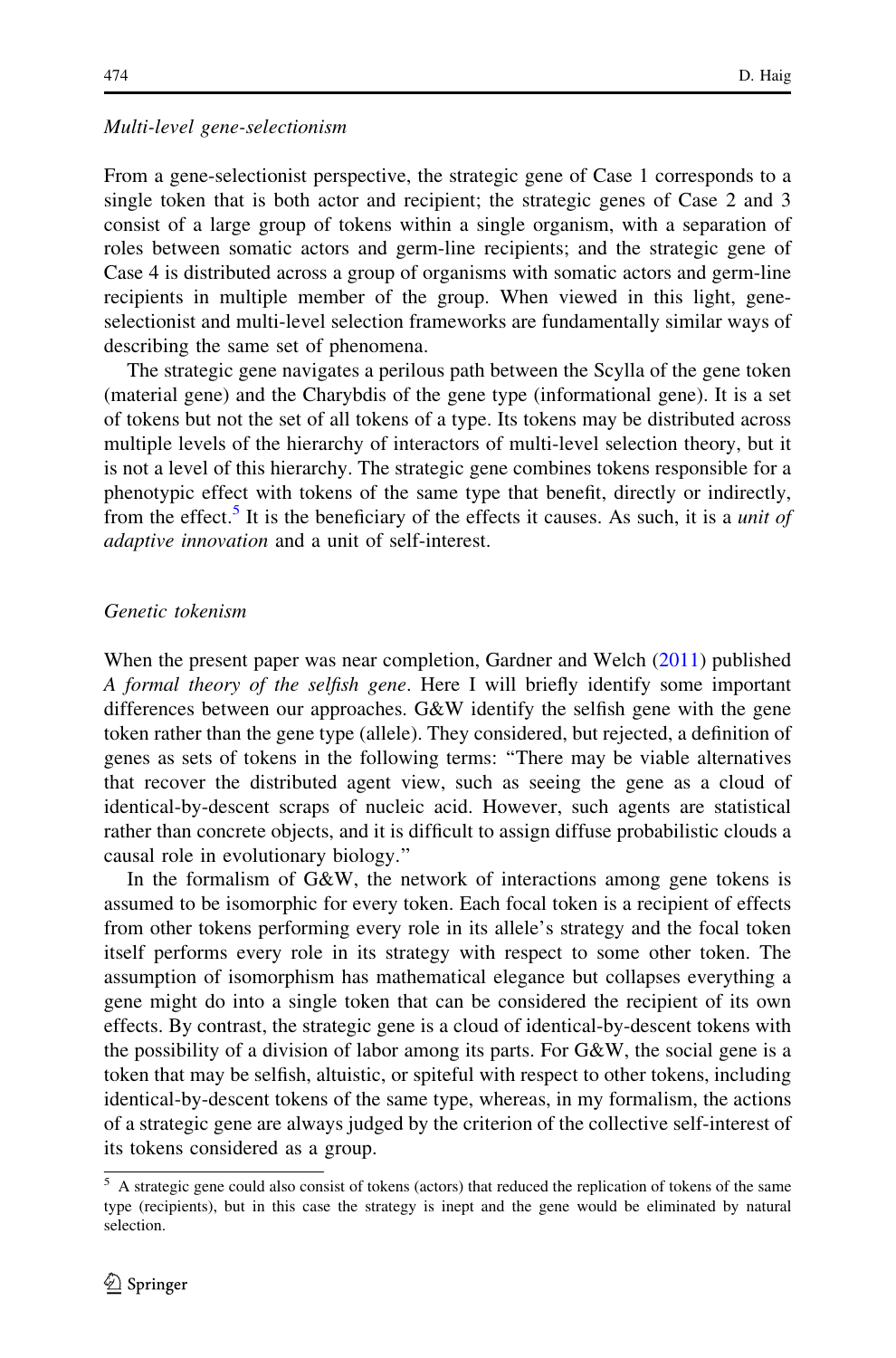*Multi-level gene-selectionism*

From a gene-selectionist perspective, the strategic gene of Case 1 corresponds to a single token that is both actor and recipient; the strategic genes of Case 2 and 3 consist of a large group of tokens within a single organism, with a separation of roles between somatic actors and germ-line recipients; and the strategic gene of Case 4 is distributed across a group of organisms with somatic actors and germ-line recipients in multiple member of the group. When viewed in this light, gene-selectionist and multi-level selection frameworks are fundamentally similar ways of describing the same set of phenomena.

The strategic gene navigates a perilous path between the Scylla of the gene token (material gene) and the Charybdis of the gene type (informational gene). It is a set of tokens but not the set of all tokens of a type. Its tokens may be distributed across multiple levels of the hierarchy of interactors of multi-level selection theory, but it is not a level of this hierarchy. The strategic gene combines tokens responsible for a phenotypic effect with tokens of the same type that benefit, directly or indirectly, from the effect.[5] It is the beneficiary of the effects it causes. As such, it is a *unit of adaptive innovation* and a unit of self-interest.

*Genetic tokenism*

When the present paper was near completion, Gardner and Welch (2011) published *A formal theory of the selfish gene*. Here I will briefly identify some important differences between our approaches. G&W identify the selfish gene with the gene token rather than the gene type (allele). They considered, but rejected, a definition of genes as sets of tokens in the following terms: "There may be viable alternatives that recover the distributed agent view, such as seeing the gene as a cloud of identical-by-descent scraps of nucleic acid. However, such agents are statistical rather than concrete objects, and it is difficult to assign diffuse probabilistic clouds a causal role in evolutionary biology."

In the formalism of G&W, the network of interactions among gene tokens is assumed to be isomorphic for every token. Each focal token is a recipient of effects from other tokens performing every role in its allele's strategy and the focal token itself performs every role in its strategy with respect to some other token. The assumption of isomorphism has mathematical elegance but collapses everything a gene might do into a single token that can be considered the recipient of its own effects. By contrast, the strategic gene is a cloud of identical-by-descent tokens with the possibility of a division of labor among its parts. For G&W, the social gene is a token that may be selfish, altuistic, or spiteful with respect to other tokens, including identical-by-descent tokens of the same type, whereas, in my formalism, the actions of a strategic gene are always judged by the criterion of the collective self-interest of its tokens considered as a group.

[5] A strategic gene could also consist of tokens (actors) that reduced the replication of tokens of the same type (recipients), but in this case the strategy is inept and the gene would be eliminated by natural selection.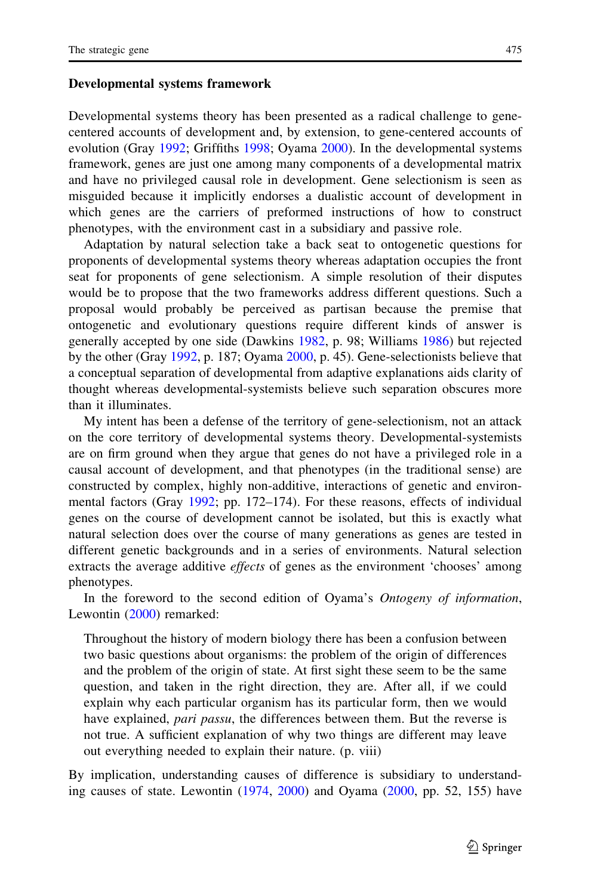## Developmental systems framework

Developmental systems theory has been presented as a radical challenge to gene-centered accounts of development and, by extension, to gene-centered accounts of evolution (Gray 1992; Griffiths 1998; Oyama 2000). In the developmental systems framework, genes are just one among many components of a developmental matrix and have no privileged causal role in development. Gene selectionism is seen as misguided because it implicitly endorses a dualistic account of development in which genes are the carriers of preformed instructions of how to construct phenotypes, with the environment cast in a subsidiary and passive role.

Adaptation by natural selection take a back seat to ontogenetic questions for proponents of developmental systems theory whereas adaptation occupies the front seat for proponents of gene selectionism. A simple resolution of their disputes would be to propose that the two frameworks address different questions. Such a proposal would probably be perceived as partisan because the premise that ontogenetic and evolutionary questions require different kinds of answer is generally accepted by one side (Dawkins 1982, p. 98; Williams 1986) but rejected by the other (Gray 1992, p. 187; Oyama 2000, p. 45). Gene-selectionists believe that a conceptual separation of developmental from adaptive explanations aids clarity of thought whereas developmental-systemists believe such separation obscures more than it illuminates.

My intent has been a defense of the territory of gene-selectionism, not an attack on the core territory of developmental systems theory. Developmental-systemists are on firm ground when they argue that genes do not have a privileged role in a causal account of development, and that phenotypes (in the traditional sense) are constructed by complex, highly non-additive, interactions of genetic and environmental factors (Gray 1992; pp. 172–174). For these reasons, effects of individual genes on the course of development cannot be isolated, but this is exactly what natural selection does over the course of many generations as genes are tested in different genetic backgrounds and in a series of environments. Natural selection extracts the average additive *effects* of genes as the environment 'chooses' among phenotypes.

In the foreword to the second edition of Oyama's *Ontogeny of information*, Lewontin (2000) remarked:

> Throughout the history of modern biology there has been a confusion between two basic questions about organisms: the problem of the origin of differences and the problem of the origin of state. At first sight these seem to be the same question, and taken in the right direction, they are. After all, if we could explain why each particular organism has its particular form, then we would have explained, *pari passu*, the differences between them. But the reverse is not true. A sufficient explanation of why two things are different may leave out everything needed to explain their nature. (p. viii)

By implication, understanding causes of difference is subsidiary to understanding causes of state. Lewontin (1974, 2000) and Oyama (2000, pp. 52, 155) have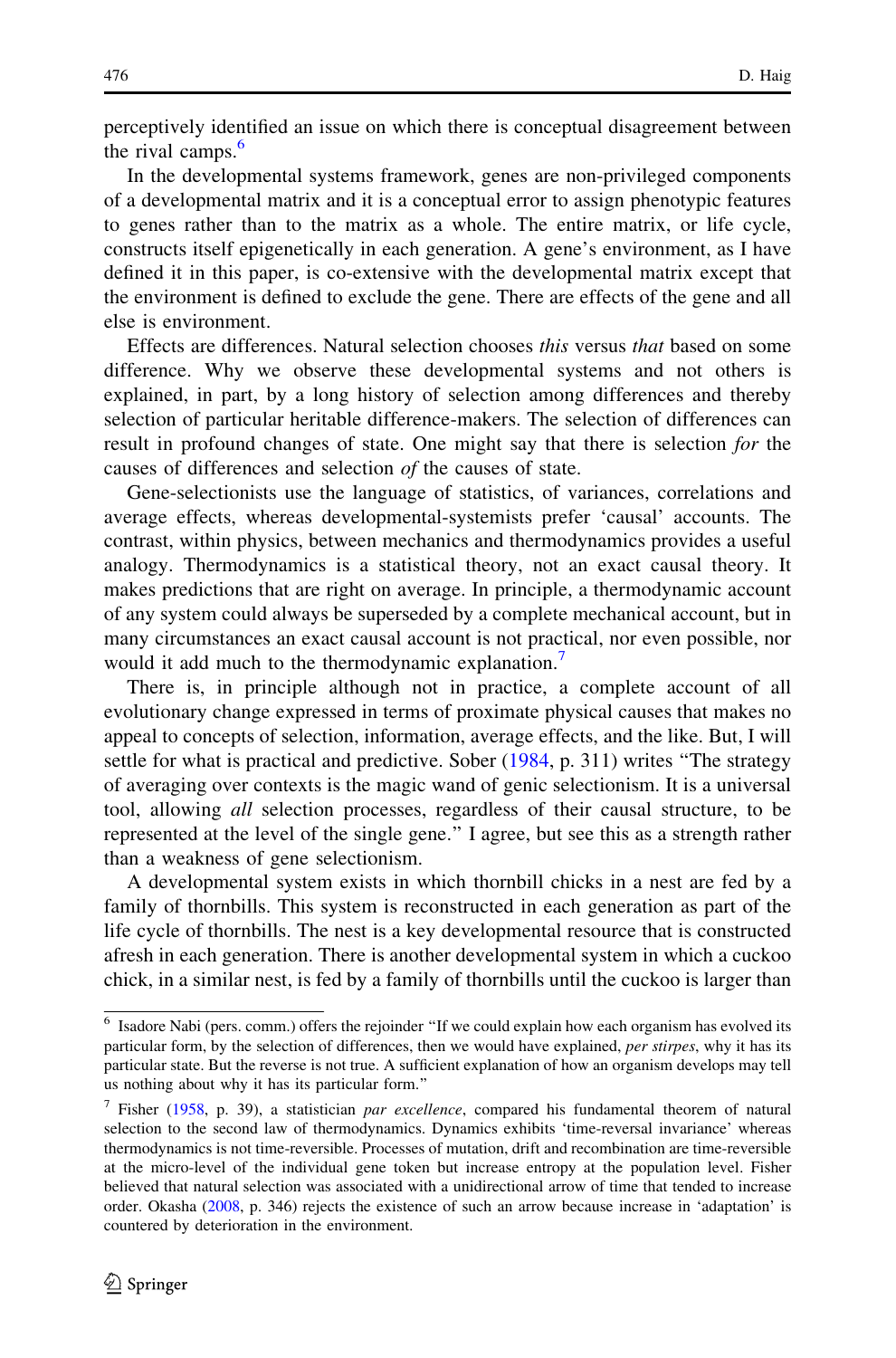perceptively identified an issue on which there is conceptual disagreement between the rival camps.[6]

In the developmental systems framework, genes are non-privileged components of a developmental matrix and it is a conceptual error to assign phenotypic features to genes rather than to the matrix as a whole. The entire matrix, or life cycle, constructs itself epigenetically in each generation. A gene's environment, as I have defined it in this paper, is co-extensive with the developmental matrix except that the environment is defined to exclude the gene. There are effects of the gene and all else is environment.

Effects are differences. Natural selection chooses *this* versus *that* based on some difference. Why we observe these developmental systems and not others is explained, in part, by a long history of selection among differences and thereby selection of particular heritable difference-makers. The selection of differences can result in profound changes of state. One might say that there is selection *for* the causes of differences and selection *of* the causes of state.

Gene-selectionists use the language of statistics, of variances, correlations and average effects, whereas developmental-systemists prefer 'causal' accounts. The contrast, within physics, between mechanics and thermodynamics provides a useful analogy. Thermodynamics is a statistical theory, not an exact causal theory. It makes predictions that are right on average. In principle, a thermodynamic account of any system could always be superseded by a complete mechanical account, but in many circumstances an exact causal account is not practical, nor even possible, nor would it add much to the thermodynamic explanation.[7]

There is, in principle although not in practice, a complete account of all evolutionary change expressed in terms of proximate physical causes that makes no appeal to concepts of selection, information, average effects, and the like. But, I will settle for what is practical and predictive. Sober (1984, p. 311) writes "The strategy of averaging over contexts is the magic wand of genic selectionism. It is a universal tool, allowing *all* selection processes, regardless of their causal structure, to be represented at the level of the single gene." I agree, but see this as a strength rather than a weakness of gene selectionism.

A developmental system exists in which thornbill chicks in a nest are fed by a family of thornbills. This system is reconstructed in each generation as part of the life cycle of thornbills. The nest is a key developmental resource that is constructed afresh in each generation. There is another developmental system in which a cuckoo chick, in a similar nest, is fed by a family of thornbills until the cuckoo is larger than

---

[6] Isadore Nabi (pers. comm.) offers the rejoinder "If we could explain how each organism has evolved its particular form, by the selection of differences, then we would have explained, *per stirpes*, why it has its particular state. But the reverse is not true. A sufficient explanation of how an organism develops may tell us nothing about why it has its particular form."

[7] Fisher (1958, p. 39), a statistician *par excellence*, compared his fundamental theorem of natural selection to the second law of thermodynamics. Dynamics exhibits 'time-reversal invariance' whereas thermodynamics is not time-reversible. Processes of mutation, drift and recombination are time-reversible at the micro-level of the individual gene token but increase entropy at the population level. Fisher believed that natural selection was associated with a unidirectional arrow of time that tended to increase order. Okasha (2008, p. 346) rejects the existence of such an arrow because increase in 'adaptation' is countered by deterioration in the environment.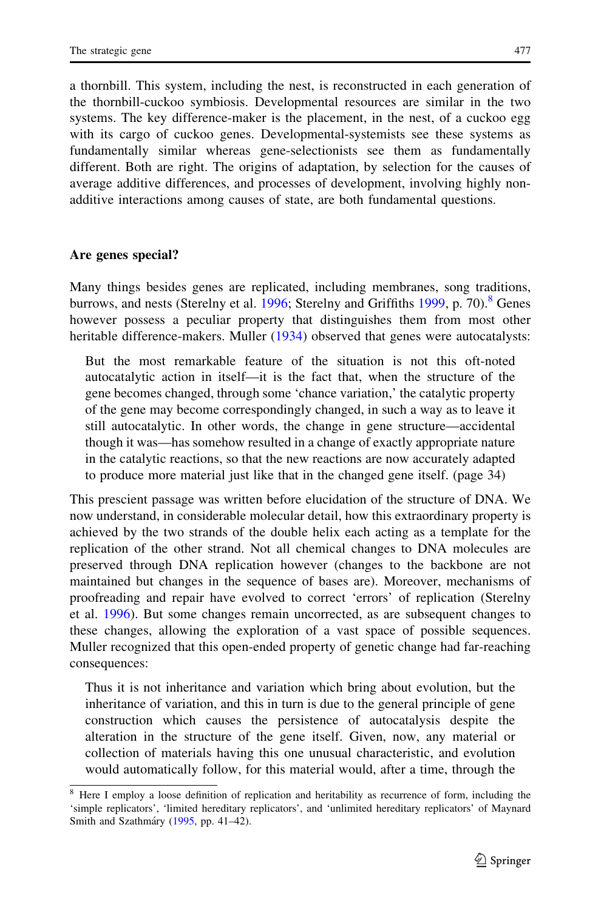a thornbill. This system, including the nest, is reconstructed in each generation of the thornbill-cuckoo symbiosis. Developmental resources are similar in the two systems. The key difference-maker is the placement, in the nest, of a cuckoo egg with its cargo of cuckoo genes. Developmental-systemists see these systems as fundamentally similar whereas gene-selectionists see them as fundamentally different. Both are right. The origins of adaptation, by selection for the causes of average additive differences, and processes of development, involving highly non-additive interactions among causes of state, are both fundamental questions.

## Are genes special?

Many things besides genes are replicated, including membranes, song traditions, burrows, and nests (Sterelny et al. 1996; Sterelny and Griffiths 1999, p. 70).[8] Genes however possess a peculiar property that distinguishes them from most other heritable difference-makers. Muller (1934) observed that genes were autocatalysts:

> But the most remarkable feature of the situation is not this oft-noted autocatalytic action in itself—it is the fact that, when the structure of the gene becomes changed, through some 'chance variation,' the catalytic property of the gene may become correspondingly changed, in such a way as to leave it still autocatalytic. In other words, the change in gene structure—accidental though it was—has somehow resulted in a change of exactly appropriate nature in the catalytic reactions, so that the new reactions are now accurately adapted to produce more material just like that in the changed gene itself. (page 34)

This prescient passage was written before elucidation of the structure of DNA. We now understand, in considerable molecular detail, how this extraordinary property is achieved by the two strands of the double helix each acting as a template for the replication of the other strand. Not all chemical changes to DNA molecules are preserved through DNA replication however (changes to the backbone are not maintained but changes in the sequence of bases are). Moreover, mechanisms of proofreading and repair have evolved to correct 'errors' of replication (Sterelny et al. 1996). But some changes remain uncorrected, as are subsequent changes to these changes, allowing the exploration of a vast space of possible sequences. Muller recognized that this open-ended property of genetic change had far-reaching consequences:

> Thus it is not inheritance and variation which bring about evolution, but the inheritance of variation, and this in turn is due to the general principle of gene construction which causes the persistence of autocatalysis despite the alteration in the structure of the gene itself. Given, now, any material or collection of materials having this one unusual characteristic, and evolution would automatically follow, for this material would, after a time, through the

[8] Here I employ a loose definition of replication and heritability as recurrence of form, including the 'simple replicators', 'limited hereditary replicators', and 'unlimited hereditary replicators' of Maynard Smith and Szathmáry (1995, pp. 41–42).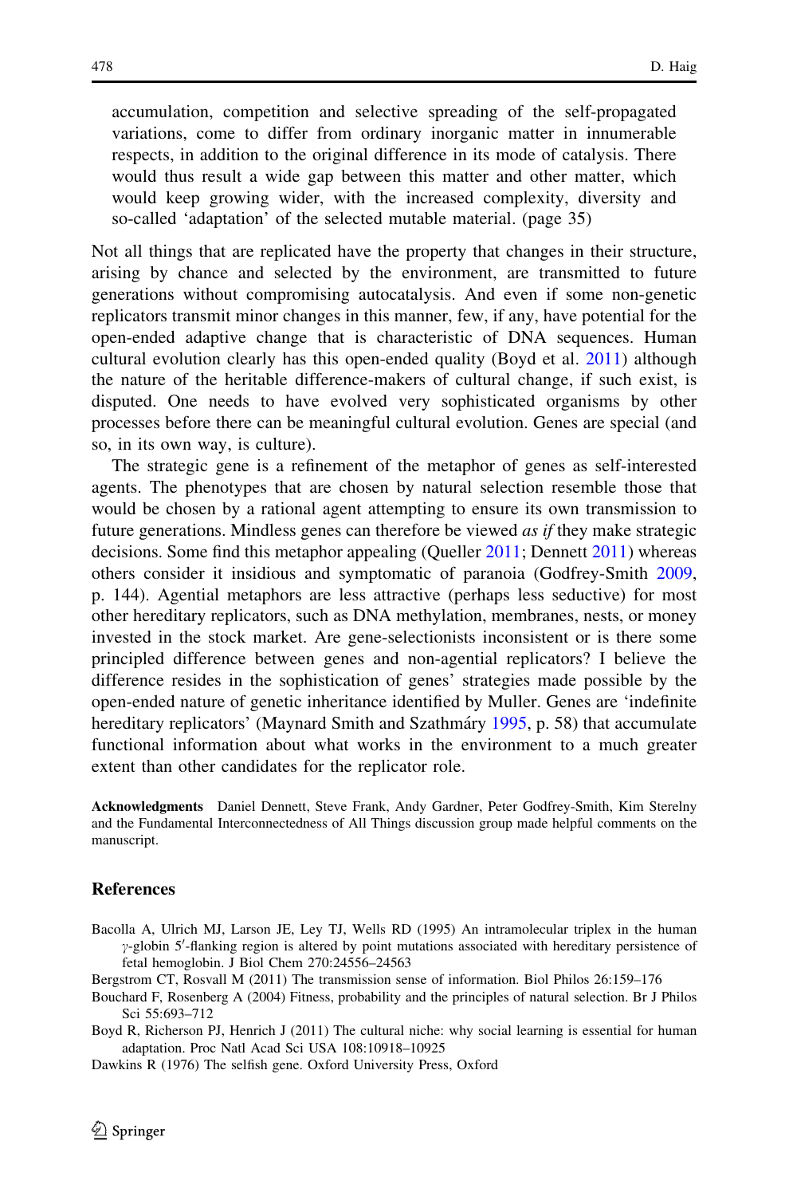accumulation, competition and selective spreading of the self-propagated variations, come to differ from ordinary inorganic matter in innumerable respects, in addition to the original difference in its mode of catalysis. There would thus result a wide gap between this matter and other matter, which would keep growing wider, with the increased complexity, diversity and so-called 'adaptation' of the selected mutable material. (page 35)

Not all things that are replicated have the property that changes in their structure, arising by chance and selected by the environment, are transmitted to future generations without compromising autocatalysis. And even if some non-genetic replicators transmit minor changes in this manner, few, if any, have potential for the open-ended adaptive change that is characteristic of DNA sequences. Human cultural evolution clearly has this open-ended quality (Boyd et al. 2011) although the nature of the heritable difference-makers of cultural change, if such exist, is disputed. One needs to have evolved very sophisticated organisms by other processes before there can be meaningful cultural evolution. Genes are special (and so, in its own way, is culture).

The strategic gene is a refinement of the metaphor of genes as self-interested agents. The phenotypes that are chosen by natural selection resemble those that would be chosen by a rational agent attempting to ensure its own transmission to future generations. Mindless genes can therefore be viewed *as if* they make strategic decisions. Some find this metaphor appealing (Queller 2011; Dennett 2011) whereas others consider it insidious and symptomatic of paranoia (Godfrey-Smith 2009, p. 144). Agential metaphors are less attractive (perhaps less seductive) for most other hereditary replicators, such as DNA methylation, membranes, nests, or money invested in the stock market. Are gene-selectionists inconsistent or is there some principled difference between genes and non-agential replicators? I believe the difference resides in the sophistication of genes' strategies made possible by the open-ended nature of genetic inheritance identified by Muller. Genes are 'indefinite hereditary replicators' (Maynard Smith and Szathmáry 1995, p. 58) that accumulate functional information about what works in the environment to a much greater extent than other candidates for the replicator role.

**Acknowledgments** Daniel Dennett, Steve Frank, Andy Gardner, Peter Godfrey-Smith, Kim Sterelny and the Fundamental Interconnectedness of All Things discussion group made helpful comments on the manuscript.

## References

Bacolla A, Ulrich MJ, Larson JE, Ley TJ, Wells RD (1995) An intramolecular triplex in the human $\gamma$-globin 5′-flanking region is altered by point mutations associated with hereditary persistence of fetal hemoglobin. J Biol Chem 270:24556–24563

Bergstrom CT, Rosvall M (2011) The transmission sense of information. Biol Philos 26:159–176

Bouchard F, Rosenberg A (2004) Fitness, probability and the principles of natural selection. Br J Philos Sci 55:693–712

Boyd R, Richerson PJ, Henrich J (2011) The cultural niche: why social learning is essential for human adaptation. Proc Natl Acad Sci USA 108:10918–10925

Dawkins R (1976) The selfish gene. Oxford University Press, Oxford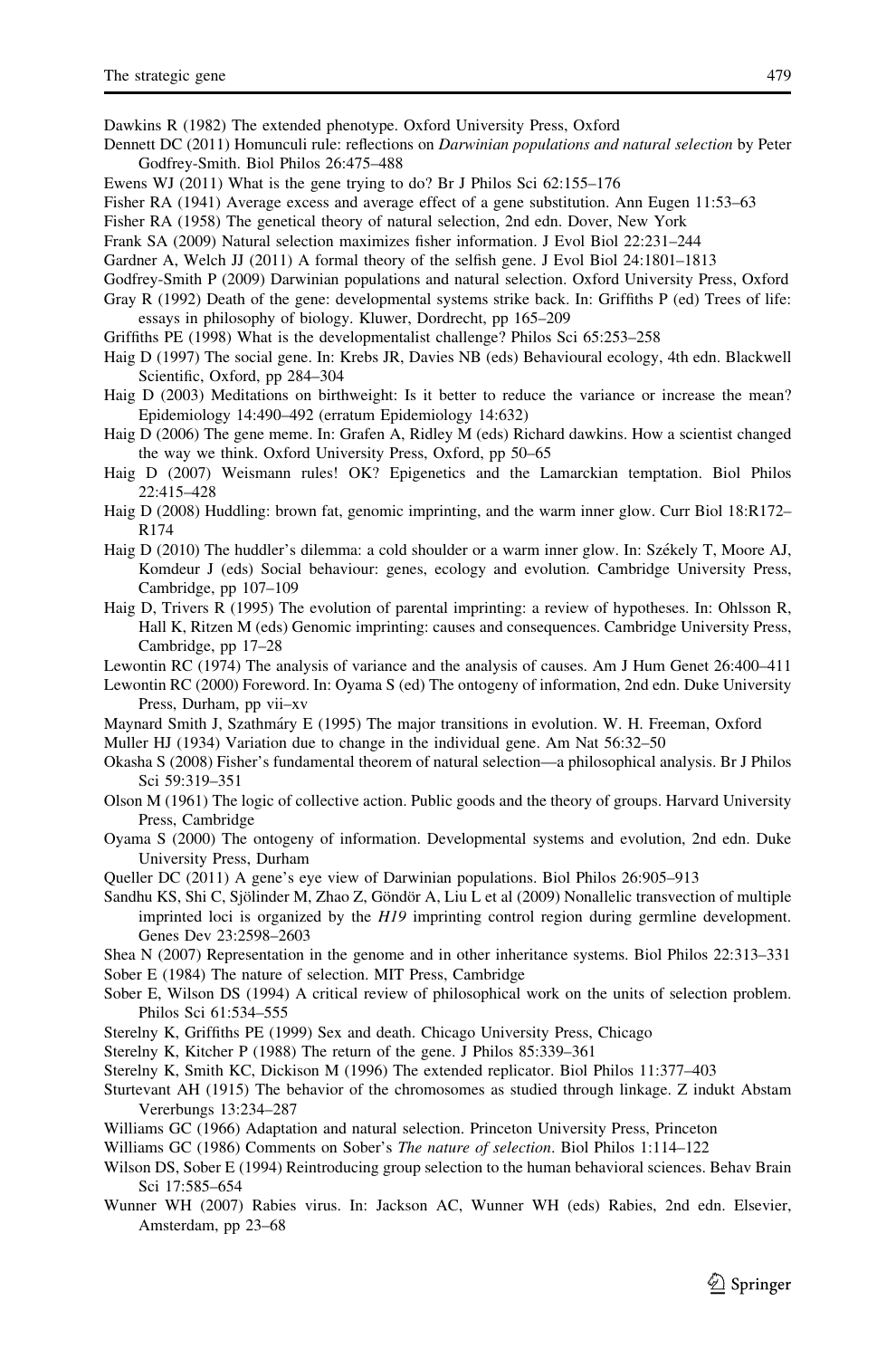Dawkins R (1982) The extended phenotype. Oxford University Press, Oxford

Dennett DC (2011) Homunculi rule: reflections on *Darwinian populations and natural selection* by Peter Godfrey-Smith. Biol Philos 26:475–488

Ewens WJ (2011) What is the gene trying to do? Br J Philos Sci 62:155–176

Fisher RA (1941) Average excess and average effect of a gene substitution. Ann Eugen 11:53–63

Fisher RA (1958) The genetical theory of natural selection, 2nd edn. Dover, New York

Frank SA (2009) Natural selection maximizes fisher information. J Evol Biol 22:231–244

Gardner A, Welch JJ (2011) A formal theory of the selfish gene. J Evol Biol 24:1801–1813

Godfrey-Smith P (2009) Darwinian populations and natural selection. Oxford University Press, Oxford

Gray R (1992) Death of the gene: developmental systems strike back. In: Griffiths P (ed) Trees of life: essays in philosophy of biology. Kluwer, Dordrecht, pp 165–209

Griffiths PE (1998) What is the developmentalist challenge? Philos Sci 65:253–258

Haig D (1997) The social gene. In: Krebs JR, Davies NB (eds) Behavioural ecology, 4th edn. Blackwell Scientific, Oxford, pp 284–304

Haig D (2003) Meditations on birthweight: Is it better to reduce the variance or increase the mean? Epidemiology 14:490–492 (erratum Epidemiology 14:632)

Haig D (2006) The gene meme. In: Grafen A, Ridley M (eds) Richard dawkins. How a scientist changed the way we think. Oxford University Press, Oxford, pp 50–65

Haig D (2007) Weismann rules! OK? Epigenetics and the Lamarckian temptation. Biol Philos 22:415–428

Haig D (2008) Huddling: brown fat, genomic imprinting, and the warm inner glow. Curr Biol 18:R172–R174

Haig D (2010) The huddler's dilemma: a cold shoulder or a warm inner glow. In: Székely T, Moore AJ, Komdeur J (eds) Social behaviour: genes, ecology and evolution. Cambridge University Press, Cambridge, pp 107–109

Haig D, Trivers R (1995) The evolution of parental imprinting: a review of hypotheses. In: Ohlsson R, Hall K, Ritzen M (eds) Genomic imprinting: causes and consequences. Cambridge University Press, Cambridge, pp 17–28

Lewontin RC (1974) The analysis of variance and the analysis of causes. Am J Hum Genet 26:400–411

Lewontin RC (2000) Foreword. In: Oyama S (ed) The ontogeny of information, 2nd edn. Duke University Press, Durham, pp vii–xv

Maynard Smith J, Szathmáry E (1995) The major transitions in evolution. W. H. Freeman, Oxford

Muller HJ (1934) Variation due to change in the individual gene. Am Nat 56:32–50

Okasha S (2008) Fisher's fundamental theorem of natural selection—a philosophical analysis. Br J Philos Sci 59:319–351

Olson M (1961) The logic of collective action. Public goods and the theory of groups. Harvard University Press, Cambridge

Oyama S (2000) The ontogeny of information. Developmental systems and evolution, 2nd edn. Duke University Press, Durham

Queller DC (2011) A gene's eye view of Darwinian populations. Biol Philos 26:905–913

Sandhu KS, Shi C, Sjölinder M, Zhao Z, Göndör A, Liu L et al (2009) Nonallelic transvection of multiple imprinted loci is organized by the *H19* imprinting control region during germline development. Genes Dev 23:2598–2603

Shea N (2007) Representation in the genome and in other inheritance systems. Biol Philos 22:313–331

Sober E (1984) The nature of selection. MIT Press, Cambridge

Sober E, Wilson DS (1994) A critical review of philosophical work on the units of selection problem. Philos Sci 61:534–555

Sterelny K, Griffiths PE (1999) Sex and death. Chicago University Press, Chicago

Sterelny K, Kitcher P (1988) The return of the gene. J Philos 85:339–361

Sterelny K, Smith KC, Dickison M (1996) The extended replicator. Biol Philos 11:377–403

Sturtevant AH (1915) The behavior of the chromosomes as studied through linkage. Z indukt Abstam Vererbungs 13:234–287

Williams GC (1966) Adaptation and natural selection. Princeton University Press, Princeton

Williams GC (1986) Comments on Sober's *The nature of selection*. Biol Philos 1:114–122

Wilson DS, Sober E (1994) Reintroducing group selection to the human behavioral sciences. Behav Brain Sci 17:585–654

Wunner WH (2007) Rabies virus. In: Jackson AC, Wunner WH (eds) Rabies, 2nd edn. Elsevier, Amsterdam, pp 23–68